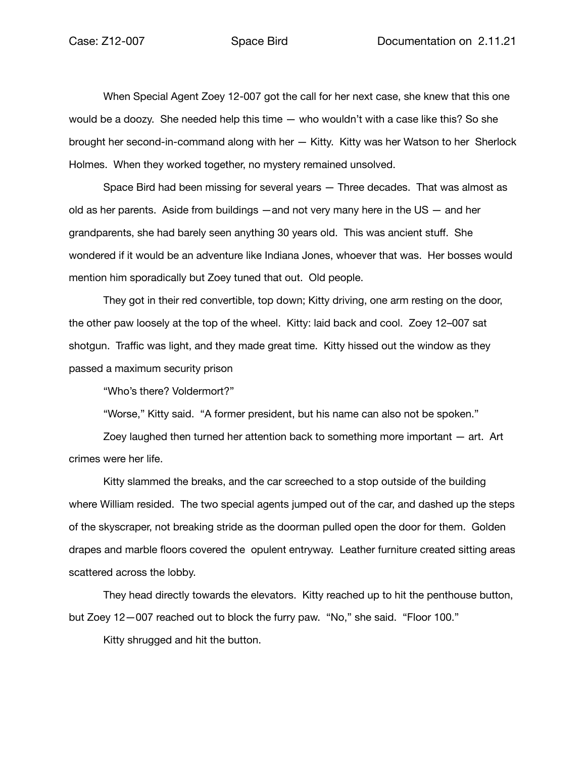When Special Agent Zoey 12-007 got the call for her next case, she knew that this one would be a doozy. She needed help this time — who wouldn't with a case like this? So she brought her second-in-command along with her — Kitty. Kitty was her Watson to her Sherlock Holmes. When they worked together, no mystery remained unsolved.

Space Bird had been missing for several years — Three decades. That was almost as old as her parents. Aside from buildings —and not very many here in the US — and her grandparents, she had barely seen anything 30 years old. This was ancient stuff. She wondered if it would be an adventure like Indiana Jones, whoever that was. Her bosses would mention him sporadically but Zoey tuned that out. Old people.

They got in their red convertible, top down; Kitty driving, one arm resting on the door, the other paw loosely at the top of the wheel. Kitty: laid back and cool. Zoey 12–007 sat shotgun. Traffic was light, and they made great time. Kitty hissed out the window as they passed a maximum security prison

"Who's there? Voldermort?"

"Worse," Kitty said. "A former president, but his name can also not be spoken."

Zoey laughed then turned her attention back to something more important — art. Art crimes were her life.

Kitty slammed the breaks, and the car screeched to a stop outside of the building where William resided. The two special agents jumped out of the car, and dashed up the steps of the skyscraper, not breaking stride as the doorman pulled open the door for them. Golden drapes and marble floors covered the opulent entryway. Leather furniture created sitting areas scattered across the lobby.

They head directly towards the elevators. Kitty reached up to hit the penthouse button, but Zoey 12—007 reached out to block the furry paw. "No," she said. "Floor 100."

Kitty shrugged and hit the button.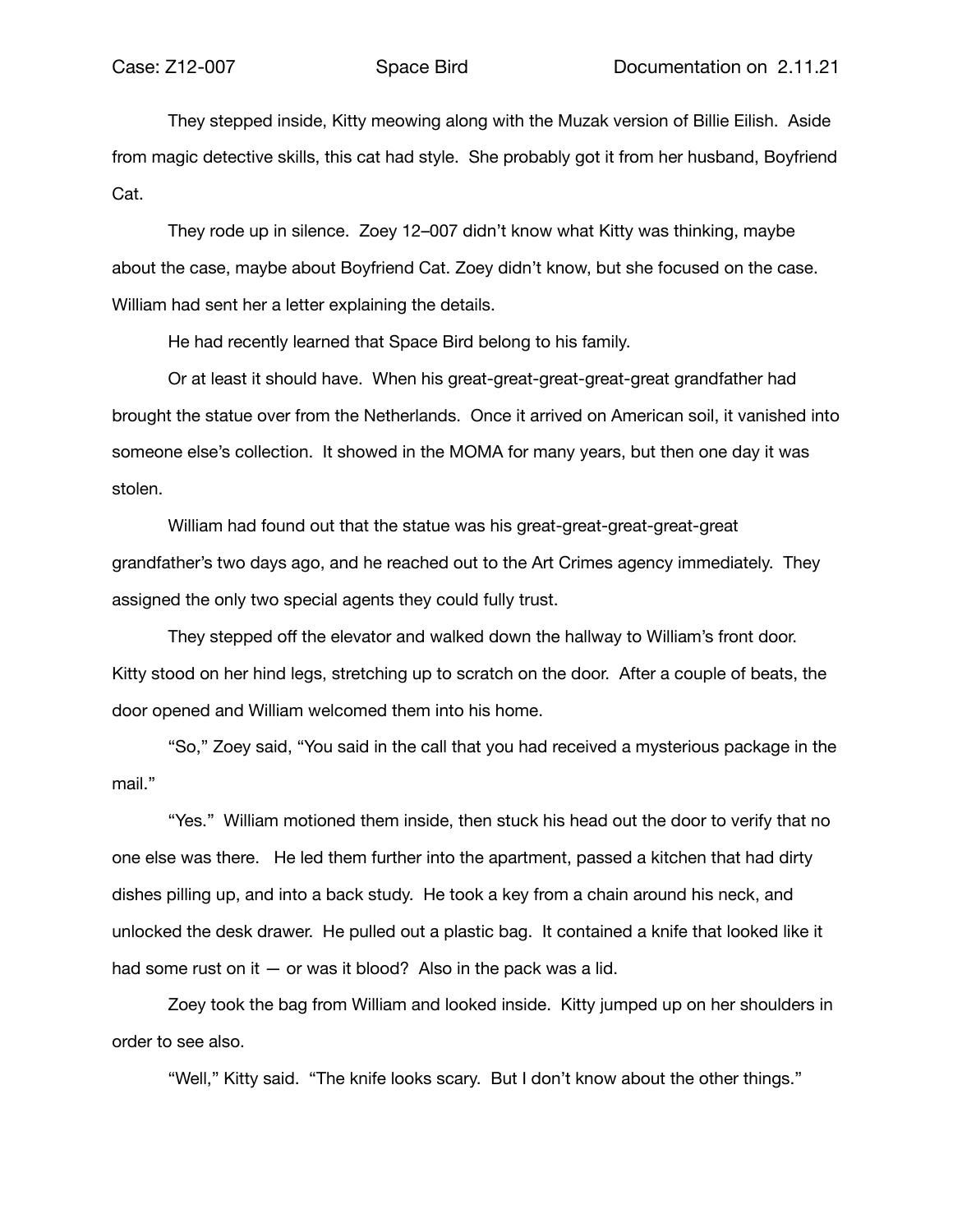They stepped inside, Kitty meowing along with the Muzak version of Billie Eilish. Aside from magic detective skills, this cat had style. She probably got it from her husband, Boyfriend Cat.

They rode up in silence. Zoey 12–007 didn't know what Kitty was thinking, maybe about the case, maybe about Boyfriend Cat. Zoey didn't know, but she focused on the case. William had sent her a letter explaining the details.

He had recently learned that Space Bird belong to his family.

Or at least it should have. When his great-great-great-great-great grandfather had brought the statue over from the Netherlands. Once it arrived on American soil, it vanished into someone else's collection. It showed in the MOMA for many years, but then one day it was stolen.

William had found out that the statue was his great-great-great-great-great grandfather's two days ago, and he reached out to the Art Crimes agency immediately. They assigned the only two special agents they could fully trust.

They stepped off the elevator and walked down the hallway to William's front door. Kitty stood on her hind legs, stretching up to scratch on the door. After a couple of beats, the door opened and William welcomed them into his home.

"So," Zoey said, "You said in the call that you had received a mysterious package in the mail."

"Yes." William motioned them inside, then stuck his head out the door to verify that no one else was there. He led them further into the apartment, passed a kitchen that had dirty dishes pilling up, and into a back study. He took a key from a chain around his neck, and unlocked the desk drawer. He pulled out a plastic bag. It contained a knife that looked like it had some rust on it — or was it blood? Also in the pack was a lid.

Zoey took the bag from William and looked inside. Kitty jumped up on her shoulders in order to see also.

"Well," Kitty said. "The knife looks scary. But I don't know about the other things."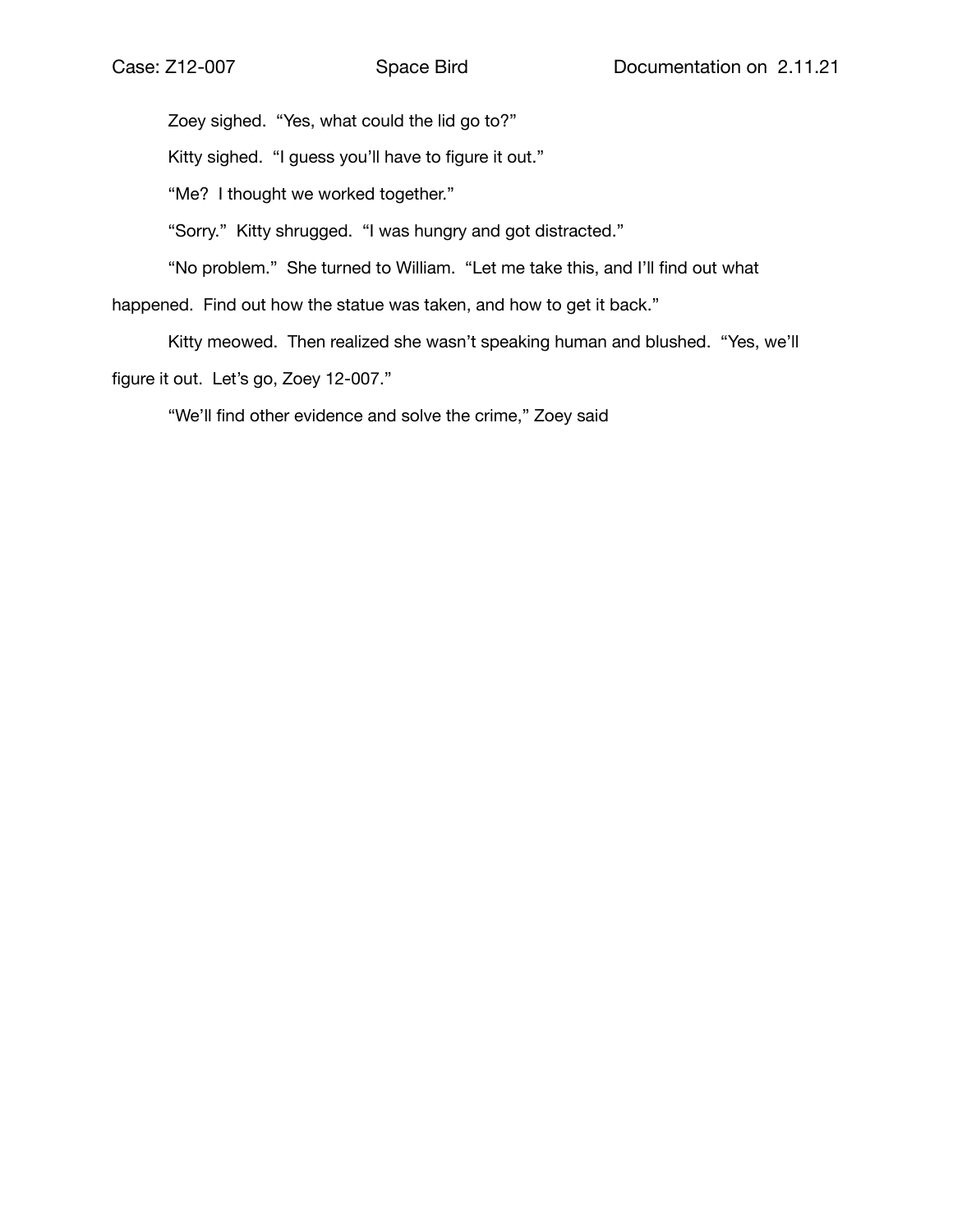Zoey sighed. "Yes, what could the lid go to?"

Kitty sighed. "I guess you'll have to figure it out."

"Me? I thought we worked together."

"Sorry." Kitty shrugged. "I was hungry and got distracted."

"No problem." She turned to William. "Let me take this, and I'll find out what happened. Find out how the statue was taken, and how to get it back."

Kitty meowed. Then realized she wasn't speaking human and blushed. "Yes, we'll figure it out. Let's go, Zoey 12-007."

"We'll find other evidence and solve the crime," Zoey said